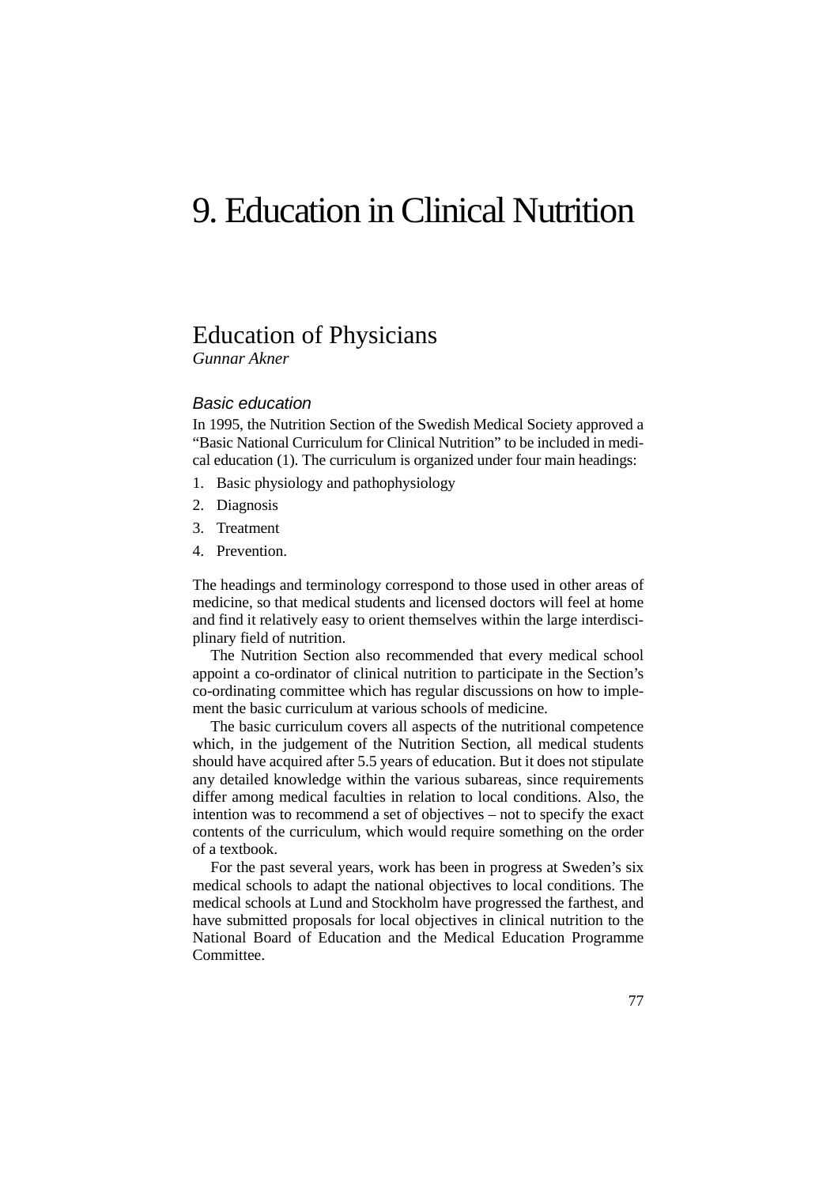# 9. Education in Clinical Nutrition

## Education of Physicians

*Gunnar Akner*

### *Basic education*

In 1995, the Nutrition Section of the Swedish Medical Society approved a "Basic National Curriculum for Clinical Nutrition" to be included in medical education (1). The curriculum is organized under four main headings:

1. Basic physiology and pathophysiology
2. Diagnosis
3. Treatment
4. Prevention.

The headings and terminology correspond to those used in other areas of medicine, so that medical students and licensed doctors will feel at home and find it relatively easy to orient themselves within the large interdisciplinary field of nutrition.

The Nutrition Section also recommended that every medical school appoint a co-ordinator of clinical nutrition to participate in the Section's co-ordinating committee which has regular discussions on how to implement the basic curriculum at various schools of medicine.

The basic curriculum covers all aspects of the nutritional competence which, in the judgement of the Nutrition Section, all medical students should have acquired after 5.5 years of education. But it does not stipulate any detailed knowledge within the various subareas, since requirements differ among medical faculties in relation to local conditions. Also, the intention was to recommend a set of objectives – not to specify the exact contents of the curriculum, which would require something on the order of a textbook.

For the past several years, work has been in progress at Sweden's six medical schools to adapt the national objectives to local conditions. The medical schools at Lund and Stockholm have progressed the farthest, and have submitted proposals for local objectives in clinical nutrition to the National Board of Education and the Medical Education Programme Committee.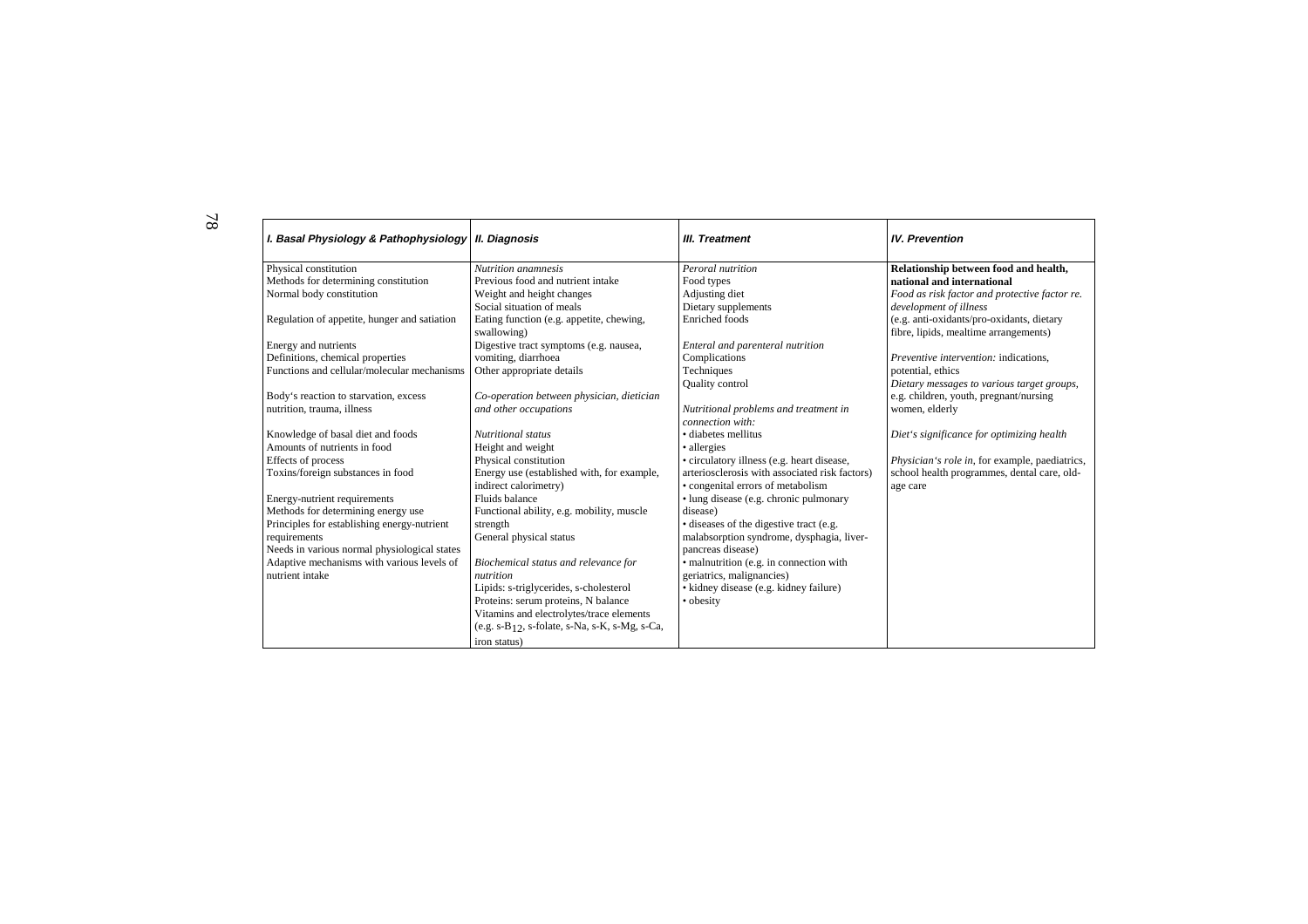| *I. Basal Physiology & Pathophysiology* | *II. Diagnosis* | *III. Treatment* | *IV. Prevention* |
|---|---|---|---|
| Physical constitution<br>Methods for determining constitution<br>Normal body constitution<br><br>Regulation of appetite, hunger and satiation<br><br>Energy and nutrients<br>Definitions, chemical properties<br>Functions and cellular/molecular mechanisms<br><br>Body's reaction to starvation, excess nutrition, trauma, illness<br><br>Knowledge of basal diet and foods<br>Amounts of nutrients in food<br>Effects of process<br>Toxins/foreign substances in food<br><br>Energy-nutrient requirements<br>Methods for determining energy use<br>Principles for establishing energy-nutrient requirements<br>Needs in various normal physiological states<br>Adaptive mechanisms with various levels of nutrient intake | *Nutrition anamnesis*<br>Previous food and nutrient intake<br>Weight and height changes<br>Social situation of meals<br>Eating function (e.g. appetite, chewing, swallowing)<br>Digestive tract symptoms (e.g. nausea, vomiting, diarrhoea<br>Other appropriate details<br><br>*Co-operation between physician, dietician and other occupations*<br><br>*Nutritional status*<br>Height and weight<br>Physical constitution<br>Energy use (established with, for example, indirect calorimetry)<br>Fluids balance<br>Functional ability, e.g. mobility, muscle strength<br>General physical status<br><br>*Biochemical status and relevance for nutrition*<br>Lipids: s-triglycerides, s-cholesterol<br>Proteins: serum proteins, N balance<br>Vitamins and electrolytes/trace elements (e.g. s-$B_{12}$, s-folate, s-Na, s-K, s-Mg, s-Ca, iron status) | *Peroral nutrition*<br>Food types<br>Adjusting diet<br>Dietary supplements<br>Enriched foods<br><br>*Enteral and parenteral nutrition*<br>Complications<br>Techniques<br>Quality control<br><br>*Nutritional problems and treatment in connection with:*<br>• diabetes mellitus<br>• allergies<br>• circulatory illness (e.g. heart disease, arteriosclerosis with associated risk factors)<br>• congenital errors of metabolism<br>• lung disease (e.g. chronic pulmonary disease)<br>• diseases of the digestive tract (e.g. malabsorption syndrome, dysphagia, liver-pancreas disease)<br>• malnutrition (e.g. in connection with geriatrics, malignancies)<br>• kidney disease (e.g. kidney failure)<br>• obesity | **Relationship between food and health, national and international**<br>*Food as risk factor and protective factor re. development of illness*<br>(e.g. anti-oxidants/pro-oxidants, dietary fibre, lipids, mealtime arrangements)<br><br>*Preventive intervention:* indications, potential, ethics<br>*Dietary messages to various target groups,* e.g. children, youth, pregnant/nursing women, elderly<br><br>*Diet's significance for optimizing health*<br><br>*Physician's role in*, for example, paediatrics, school health programmes, dental care, old-age care |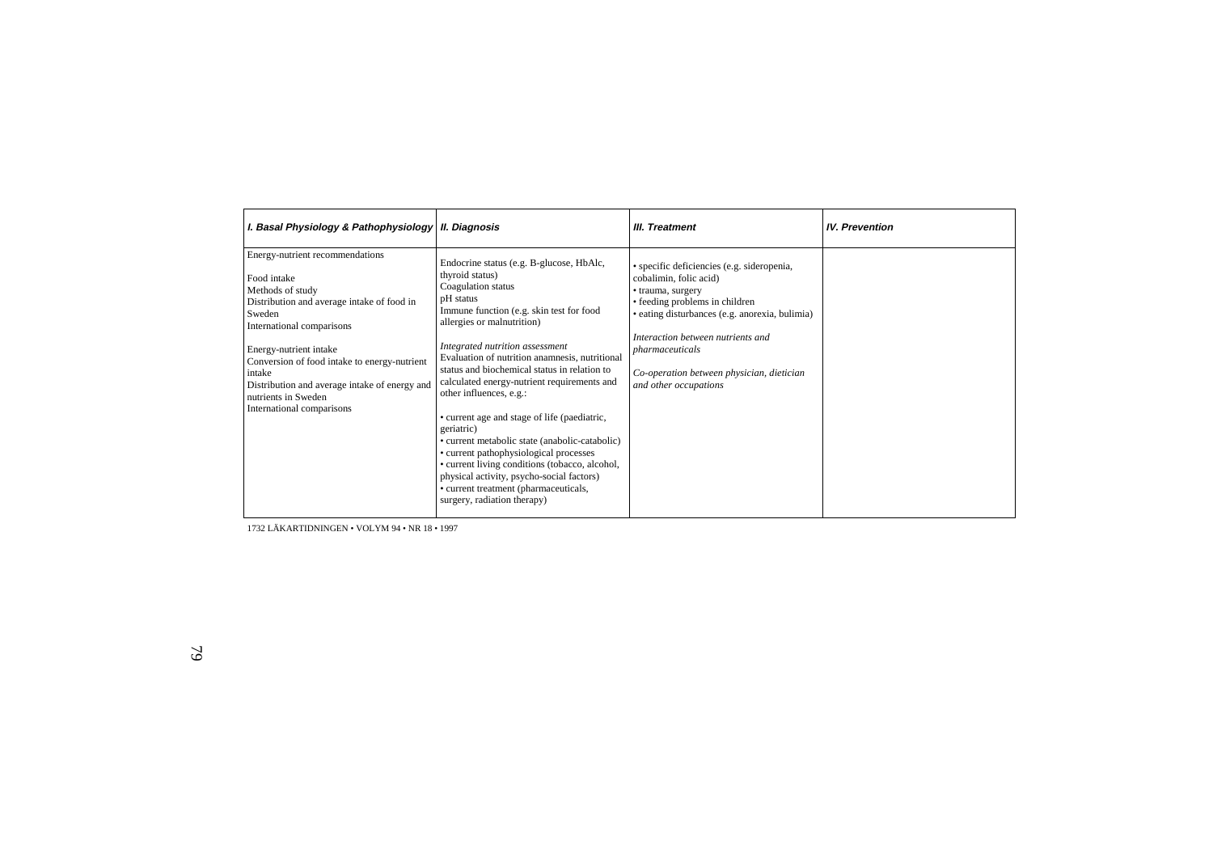| I. Basal Physiology & Pathophysiology | II. Diagnosis | III. Treatment | IV. Prevention |
|---|---|---|---|
| Energy-nutrient recommendations<br><br>Food intake<br>Methods of study<br>Distribution and average intake of food in Sweden<br>International comparisons<br><br>Energy-nutrient intake<br>Conversion of food intake to energy-nutrient intake<br>Distribution and average intake of energy and nutrients in Sweden<br>International comparisons | Endocrine status (e.g. B-glucose, HbAlc, thyroid status)<br>Coagulation status<br>pH status<br>Immune function (e.g. skin test for food allergies or malnutrition)<br><br>*Integrated nutrition assessment*<br>Evaluation of nutrition anamnesis, nutritional status and biochemical status in relation to calculated energy-nutrient requirements and other influences, e.g.:<br><br>• current age and stage of life (paediatric, geriatric)<br>• current metabolic state (anabolic-catabolic)<br>• current pathophysiological processes<br>• current living conditions (tobacco, alcohol, physical activity, psycho-social factors)<br>• current treatment (pharmaceuticals, surgery, radiation therapy) | • specific deficiencies (e.g. sideropenia, cobalimin, folic acid)<br>• trauma, surgery<br>• feeding problems in children<br>• eating disturbances (e.g. anorexia, bulimia)<br><br>*Interaction between nutrients and pharmaceuticals*<br><br>*Co-operation between physician, dietician and other occupations* | |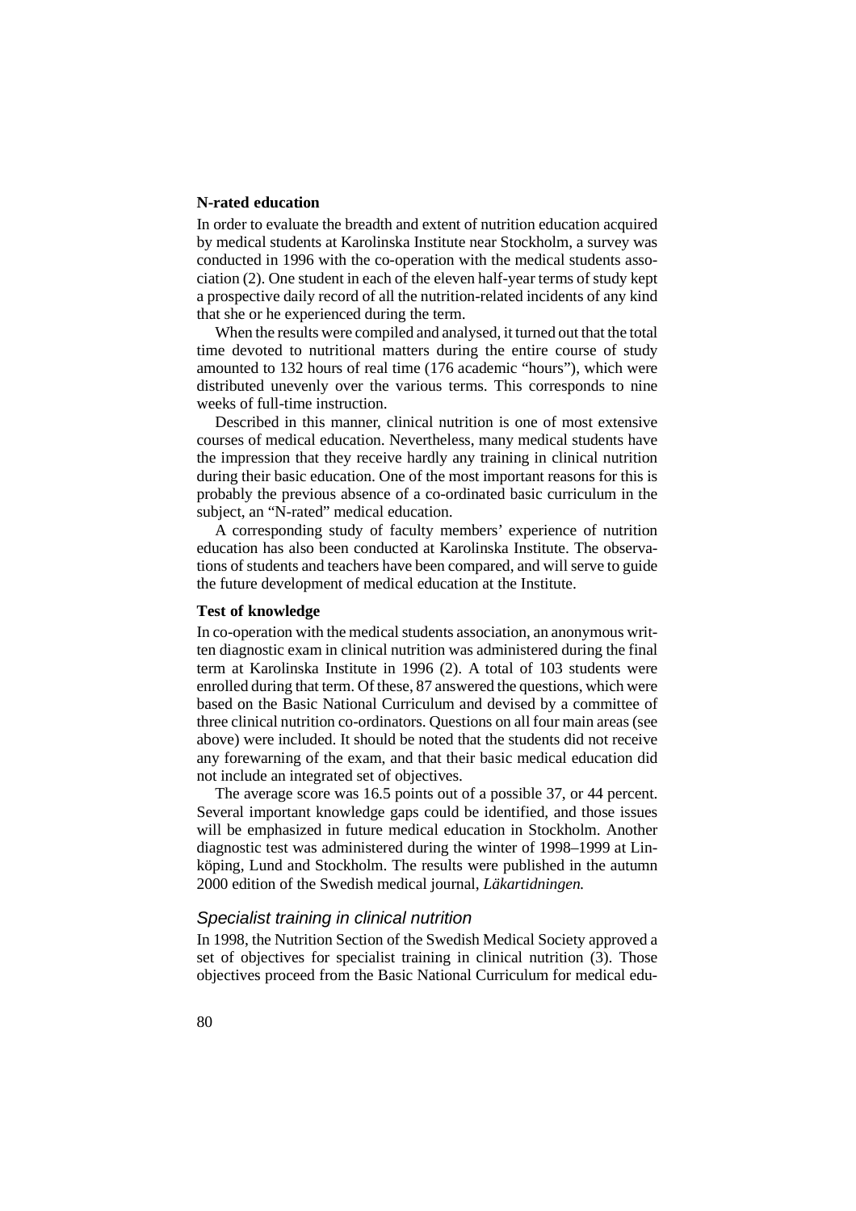**N-rated education**

In order to evaluate the breadth and extent of nutrition education acquired by medical students at Karolinska Institute near Stockholm, a survey was conducted in 1996 with the co-operation with the medical students association (2). One student in each of the eleven half-year terms of study kept a prospective daily record of all the nutrition-related incidents of any kind that she or he experienced during the term.

When the results were compiled and analysed, it turned out that the total time devoted to nutritional matters during the entire course of study amounted to 132 hours of real time (176 academic "hours"), which were distributed unevenly over the various terms. This corresponds to nine weeks of full-time instruction.

Described in this manner, clinical nutrition is one of most extensive courses of medical education. Nevertheless, many medical students have the impression that they receive hardly any training in clinical nutrition during their basic education. One of the most important reasons for this is probably the previous absence of a co-ordinated basic curriculum in the subject, an "N-rated" medical education.

A corresponding study of faculty members' experience of nutrition education has also been conducted at Karolinska Institute. The observations of students and teachers have been compared, and will serve to guide the future development of medical education at the Institute.

**Test of knowledge**

In co-operation with the medical students association, an anonymous written diagnostic exam in clinical nutrition was administered during the final term at Karolinska Institute in 1996 (2). A total of 103 students were enrolled during that term. Of these, 87 answered the questions, which were based on the Basic National Curriculum and devised by a committee of three clinical nutrition co-ordinators. Questions on all four main areas (see above) were included. It should be noted that the students did not receive any forewarning of the exam, and that their basic medical education did not include an integrated set of objectives.

The average score was 16.5 points out of a possible 37, or 44 percent. Several important knowledge gaps could be identified, and those issues will be emphasized in future medical education in Stockholm. Another diagnostic test was administered during the winter of 1998–1999 at Linköping, Lund and Stockholm. The results were published in the autumn 2000 edition of the Swedish medical journal, *Läkartidningen.*

## *Specialist training in clinical nutrition*

In 1998, the Nutrition Section of the Swedish Medical Society approved a set of objectives for specialist training in clinical nutrition (3). Those objectives proceed from the Basic National Curriculum for medical edu-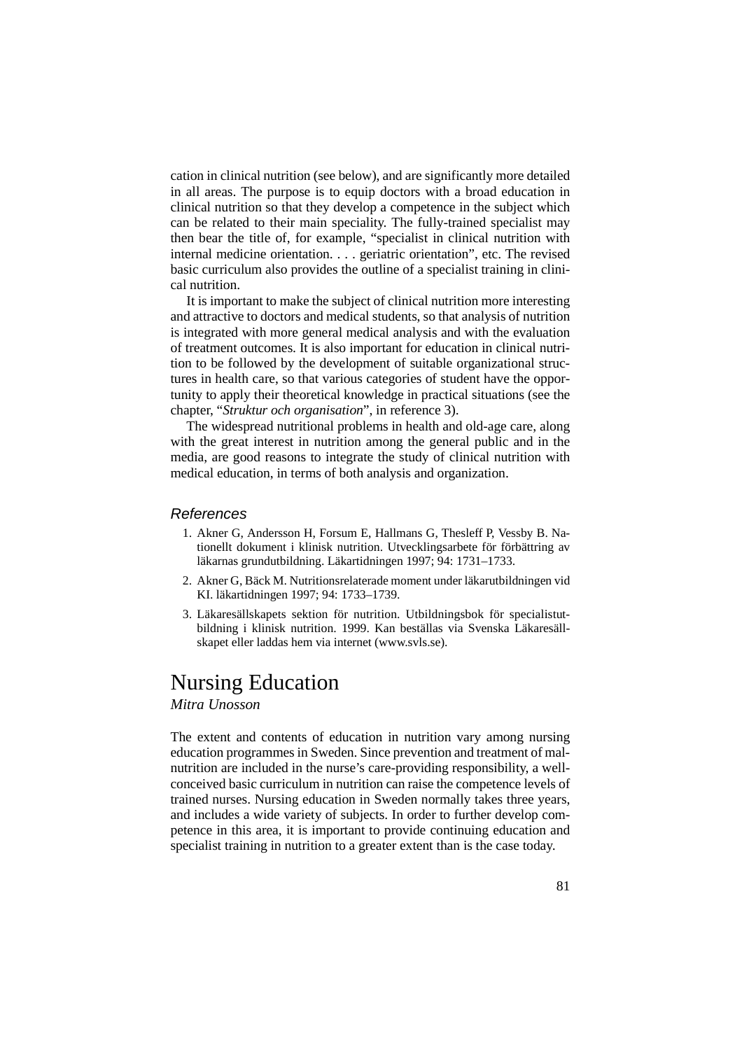cation in clinical nutrition (see below), and are significantly more detailed in all areas. The purpose is to equip doctors with a broad education in clinical nutrition so that they develop a competence in the subject which can be related to their main speciality. The fully-trained specialist may then bear the title of, for example, "specialist in clinical nutrition with internal medicine orientation. . . . geriatric orientation", etc. The revised basic curriculum also provides the outline of a specialist training in clinical nutrition.

It is important to make the subject of clinical nutrition more interesting and attractive to doctors and medical students, so that analysis of nutrition is integrated with more general medical analysis and with the evaluation of treatment outcomes. It is also important for education in clinical nutrition to be followed by the development of suitable organizational structures in health care, so that various categories of student have the opportunity to apply their theoretical knowledge in practical situations (see the chapter, "*Struktur och organisation*", in reference 3).

The widespread nutritional problems in health and old-age care, along with the great interest in nutrition among the general public and in the media, are good reasons to integrate the study of clinical nutrition with medical education, in terms of both analysis and organization.

### *References*

1. Akner G, Andersson H, Forsum E, Hallmans G, Thesleff P, Vessby B. Nationellt dokument i klinisk nutrition. Utvecklingsarbete för förbättring av läkarnas grundutbildning. Läkartidningen 1997; 94: 1731–1733.
2. Akner G, Bäck M. Nutritionsrelaterade moment under läkarutbildningen vid KI. läkartidningen 1997; 94: 1733–1739.
3. Läkaresällskapets sektion för nutrition. Utbildningsbok för specialistutbildning i klinisk nutrition. 1999. Kan beställas via Svenska Läkaresällskapet eller laddas hem via internet (www.svls.se).

# Nursing Education

*Mitra Unosson*

The extent and contents of education in nutrition vary among nursing education programmes in Sweden. Since prevention and treatment of malnutrition are included in the nurse's care-providing responsibility, a well-conceived basic curriculum in nutrition can raise the competence levels of trained nurses. Nursing education in Sweden normally takes three years, and includes a wide variety of subjects. In order to further develop competence in this area, it is important to provide continuing education and specialist training in nutrition to a greater extent than is the case today.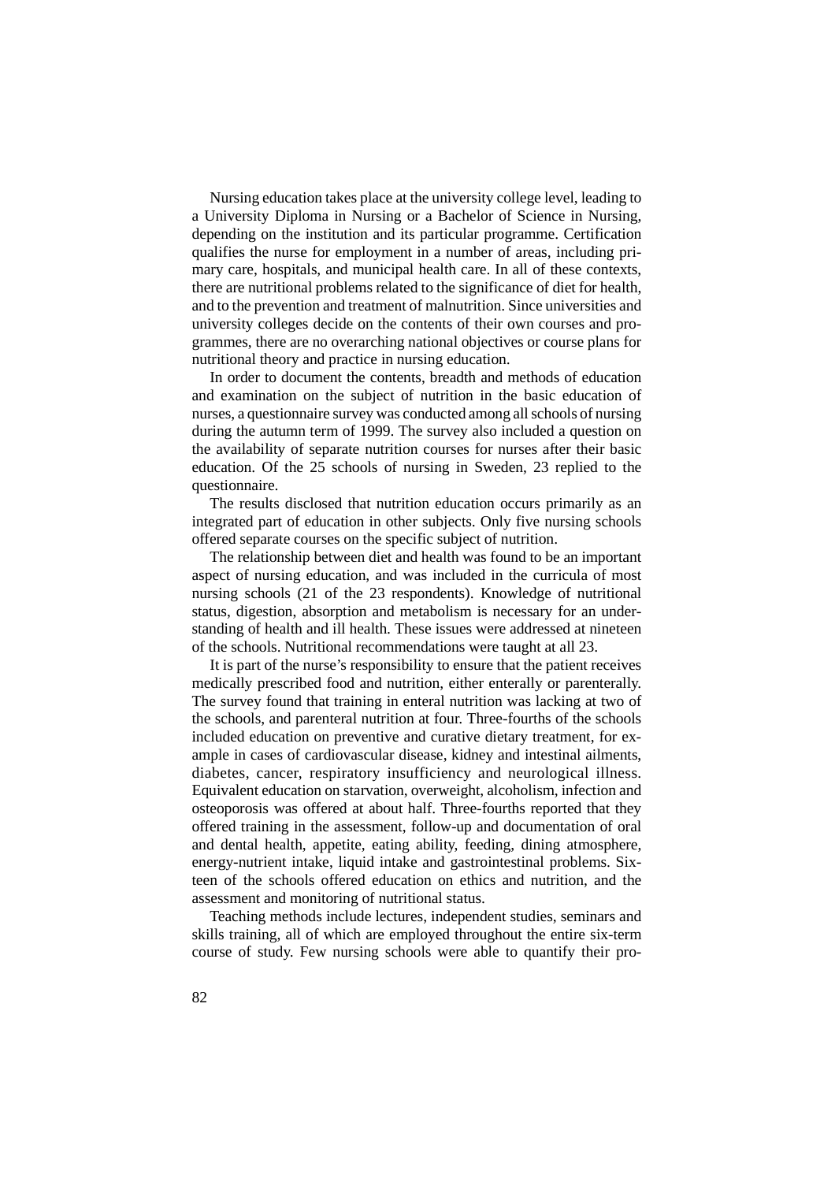Nursing education takes place at the university college level, leading to a University Diploma in Nursing or a Bachelor of Science in Nursing, depending on the institution and its particular programme. Certification qualifies the nurse for employment in a number of areas, including primary care, hospitals, and municipal health care. In all of these contexts, there are nutritional problems related to the significance of diet for health, and to the prevention and treatment of malnutrition. Since universities and university colleges decide on the contents of their own courses and programmes, there are no overarching national objectives or course plans for nutritional theory and practice in nursing education.

In order to document the contents, breadth and methods of education and examination on the subject of nutrition in the basic education of nurses, a questionnaire survey was conducted among all schools of nursing during the autumn term of 1999. The survey also included a question on the availability of separate nutrition courses for nurses after their basic education. Of the 25 schools of nursing in Sweden, 23 replied to the questionnaire.

The results disclosed that nutrition education occurs primarily as an integrated part of education in other subjects. Only five nursing schools offered separate courses on the specific subject of nutrition.

The relationship between diet and health was found to be an important aspect of nursing education, and was included in the curricula of most nursing schools (21 of the 23 respondents). Knowledge of nutritional status, digestion, absorption and metabolism is necessary for an understanding of health and ill health. These issues were addressed at nineteen of the schools. Nutritional recommendations were taught at all 23.

It is part of the nurse's responsibility to ensure that the patient receives medically prescribed food and nutrition, either enterally or parenterally. The survey found that training in enteral nutrition was lacking at two of the schools, and parenteral nutrition at four. Three-fourths of the schools included education on preventive and curative dietary treatment, for example in cases of cardiovascular disease, kidney and intestinal ailments, diabetes, cancer, respiratory insufficiency and neurological illness. Equivalent education on starvation, overweight, alcoholism, infection and osteoporosis was offered at about half. Three-fourths reported that they offered training in the assessment, follow-up and documentation of oral and dental health, appetite, eating ability, feeding, dining atmosphere, energy-nutrient intake, liquid intake and gastrointestinal problems. Sixteen of the schools offered education on ethics and nutrition, and the assessment and monitoring of nutritional status.

Teaching methods include lectures, independent studies, seminars and skills training, all of which are employed throughout the entire six-term course of study. Few nursing schools were able to quantify their pro-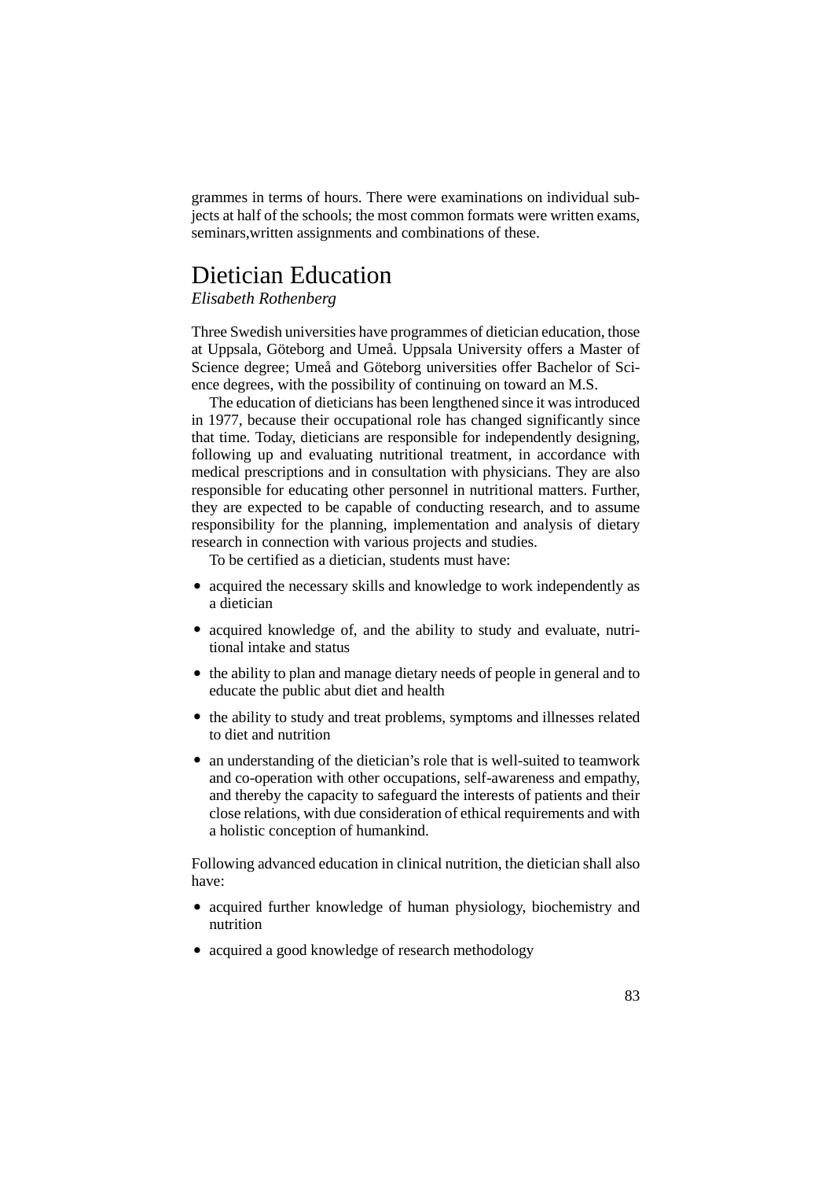grammes in terms of hours. There were examinations on individual subjects at half of the schools; the most common formats were written exams, seminars,written assignments and combinations of these.

## Dietician Education

*Elisabeth Rothenberg*

Three Swedish universities have programmes of dietician education, those at Uppsala, Göteborg and Umeå. Uppsala University offers a Master of Science degree; Umeå and Göteborg universities offer Bachelor of Science degrees, with the possibility of continuing on toward an M.S.

The education of dieticians has been lengthened since it was introduced in 1977, because their occupational role has changed significantly since that time. Today, dieticians are responsible for independently designing, following up and evaluating nutritional treatment, in accordance with medical prescriptions and in consultation with physicians. They are also responsible for educating other personnel in nutritional matters. Further, they are expected to be capable of conducting research, and to assume responsibility for the planning, implementation and analysis of dietary research in connection with various projects and studies.

To be certified as a dietician, students must have:

- acquired the necessary skills and knowledge to work independently as a dietician
- acquired knowledge of, and the ability to study and evaluate, nutritional intake and status
- the ability to plan and manage dietary needs of people in general and to educate the public abut diet and health
- the ability to study and treat problems, symptoms and illnesses related to diet and nutrition
- an understanding of the dietician's role that is well-suited to teamwork and co-operation with other occupations, self-awareness and empathy, and thereby the capacity to safeguard the interests of patients and their close relations, with due consideration of ethical requirements and with a holistic conception of humankind.

Following advanced education in clinical nutrition, the dietician shall also have:

- acquired further knowledge of human physiology, biochemistry and nutrition
- acquired a good knowledge of research methodology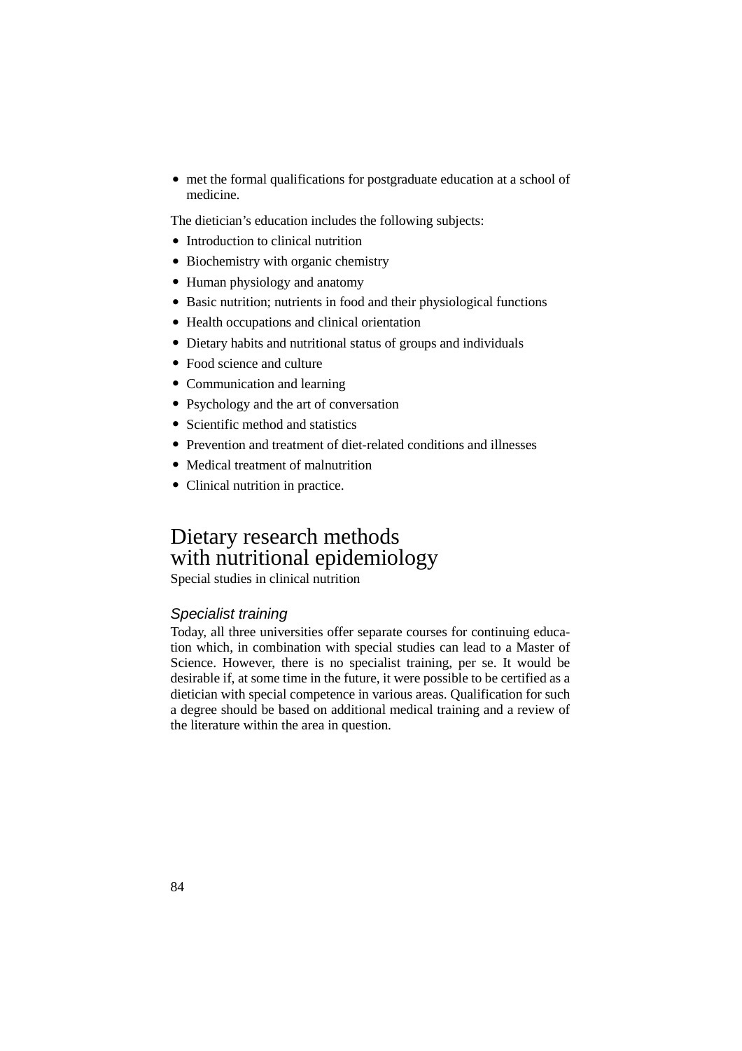- met the formal qualifications for postgraduate education at a school of medicine.

The dietician's education includes the following subjects:

- Introduction to clinical nutrition
- Biochemistry with organic chemistry
- Human physiology and anatomy
- Basic nutrition; nutrients in food and their physiological functions
- Health occupations and clinical orientation
- Dietary habits and nutritional status of groups and individuals
- Food science and culture
- Communication and learning
- Psychology and the art of conversation
- Scientific method and statistics
- Prevention and treatment of diet-related conditions and illnesses
- Medical treatment of malnutrition
- Clinical nutrition in practice.

## Dietary research methods with nutritional epidemiology

Special studies in clinical nutrition

### *Specialist training*

Today, all three universities offer separate courses for continuing education which, in combination with special studies can lead to a Master of Science. However, there is no specialist training, per se. It would be desirable if, at some time in the future, it were possible to be certified as a dietician with special competence in various areas. Qualification for such a degree should be based on additional medical training and a review of the literature within the area in question.